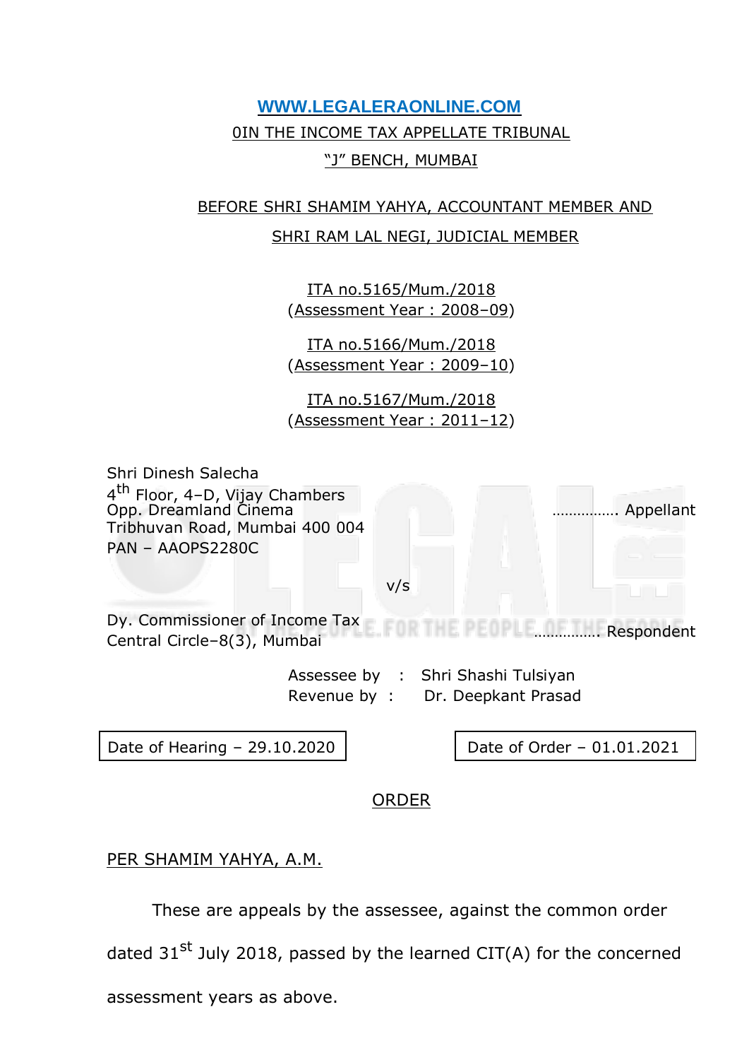WWW.LEGALERAONLINE.COM

0IN THE INCOME TAX APPELLATE TRIBUNAL

"J" BENCH, MUMBAI

BEFORE SHRI SHAMIM YAHYA, ACCOUNTANT MEMBER AND

SHRI RAM LAL NEGI, JUDICIAL MEMBER

ITA no.5165/Mum./2018
(Assessment Year : 2008–09)

ITA no.5166/Mum./2018
(Assessment Year : 2009–10)

ITA no.5167/Mum./2018
(Assessment Year : 2011–12)

Shri Dinesh Salecha
4th Floor, 4–D, Vijay Chambers
Opp. Dreamland Cinema
Tribhuvan Road, Mumbai 400 004
PAN – AAOPS2280C
................ Appellant

v/s

Dy. Commissioner of Income Tax
Central Circle–8(3), Mumbai
............... Respondent

Assessee by : Shri Shashi Tulsiyan
Revenue by : Dr. Deepkant Prasad

Date of Hearing – 29.10.2020 | Date of Order – 01.01.2021

ORDER

PER SHAMIM YAHYA, A.M.

These are appeals by the assessee, against the common order dated 31st July 2018, passed by the learned CIT(A) for the concerned assessment years as above.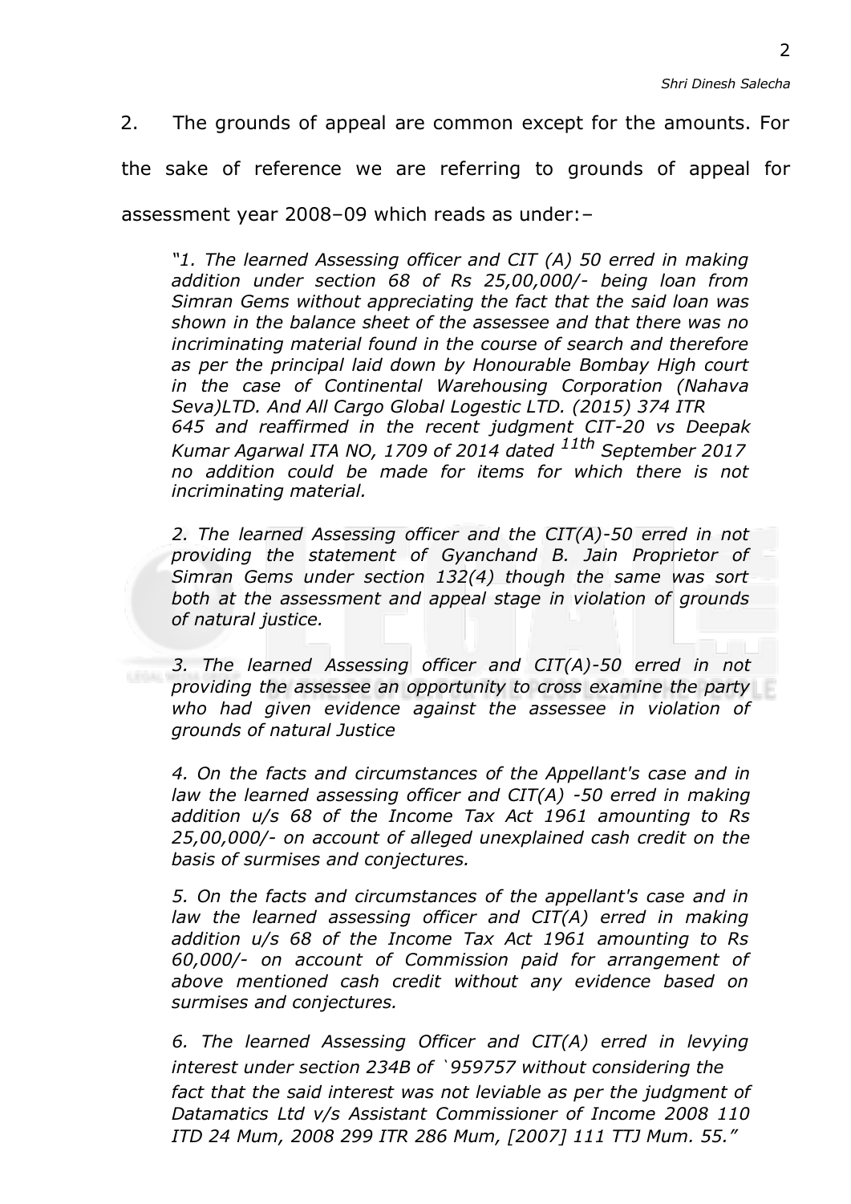2. The grounds of appeal are common except for the amounts. For the sake of reference we are referring to grounds of appeal for assessment year 2008–09 which reads as under:–

> *"1. The learned Assessing officer and CIT (A) 50 erred in making addition under section 68 of Rs 25,00,000/- being loan from Simran Gems without appreciating the fact that the said loan was shown in the balance sheet of the assessee and that there was no incriminating material found in the course of search and therefore as per the principal laid down by Honourable Bombay High court in the case of Continental Warehousing Corporation (Nahava Seva)LTD. And All Cargo Global Logestic LTD. (2015) 374 ITR 645 and reaffirmed in the recent judgment CIT-20 vs Deepak Kumar Agarwal ITA NO, 1709 of 2014 dated 11th September 2017 no addition could be made for items for which there is not incriminating material.*
>
> *2. The learned Assessing officer and the CIT(A)-50 erred in not providing the statement of Gyanchand B. Jain Proprietor of Simran Gems under section 132(4) though the same was sort both at the assessment and appeal stage in violation of grounds of natural justice.*
>
> *3. The learned Assessing officer and CIT(A)-50 erred in not providing the assessee an opportunity to cross examine the party who had given evidence against the assessee in violation of grounds of natural Justice*
>
> *4. On the facts and circumstances of the Appellant's case and in law the learned assessing officer and CIT(A) -50 erred in making addition u/s 68 of the Income Tax Act 1961 amounting to Rs 25,00,000/- on account of alleged unexplained cash credit on the basis of surmises and conjectures.*
>
> *5. On the facts and circumstances of the appellant's case and in law the learned assessing officer and CIT(A) erred in making addition u/s 68 of the Income Tax Act 1961 amounting to Rs 60,000/- on account of Commission paid for arrangement of above mentioned cash credit without any evidence based on surmises and conjectures.*
>
> *6. The learned Assessing Officer and CIT(A) erred in levying interest under section 234B of `959757 without considering the fact that the said interest was not leviable as per the judgment of Datamatics Ltd v/s Assistant Commissioner of Income 2008 110 ITD 24 Mum, 2008 299 ITR 286 Mum, [2007] 111 TTJ Mum. 55."*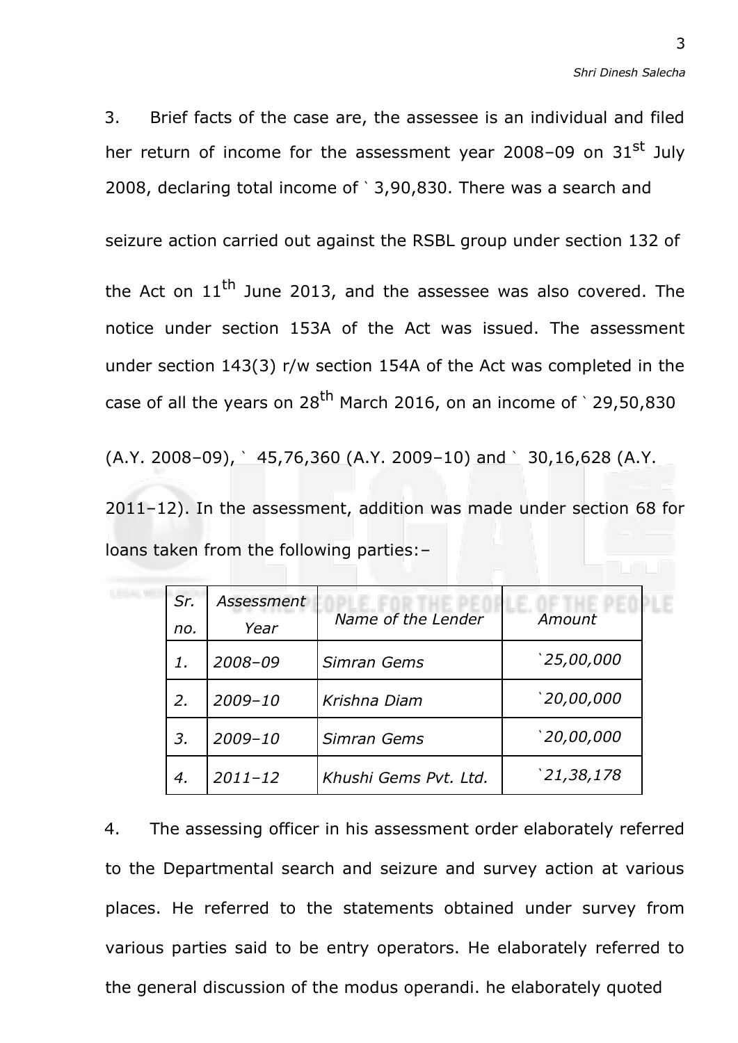3. Brief facts of the case are, the assessee is an individual and filed her return of income for the assessment year 2008–09 on 31st July 2008, declaring total income of ` 3,90,830. There was a search and seizure action carried out against the RSBL group under section 132 of the Act on 11th June 2013, and the assessee was also covered. The notice under section 153A of the Act was issued. The assessment under section 143(3) r/w section 154A of the Act was completed in the case of all the years on 28th March 2016, on an income of ` 29,50,830 (A.Y. 2008–09), ` 45,76,360 (A.Y. 2009–10) and ` 30,16,628 (A.Y. 2011–12). In the assessment, addition was made under section 68 for loans taken from the following parties:–

| *Sr. no.* | *Assessment Year* | *Name of the Lender* | *Amount* |
|---|---|---|---|
| *1.* | *2008–09* | *Simran Gems* | *`25,00,000* |
| *2.* | *2009–10* | *Krishna Diam* | *`20,00,000* |
| *3.* | *2009–10* | *Simran Gems* | *`20,00,000* |
| *4.* | *2011–12* | *Khushi Gems Pvt. Ltd.* | *`21,38,178* |

4. The assessing officer in his assessment order elaborately referred to the Departmental search and seizure and survey action at various places. He referred to the statements obtained under survey from various parties said to be entry operators. He elaborately referred to the general discussion of the modus operandi. he elaborately quoted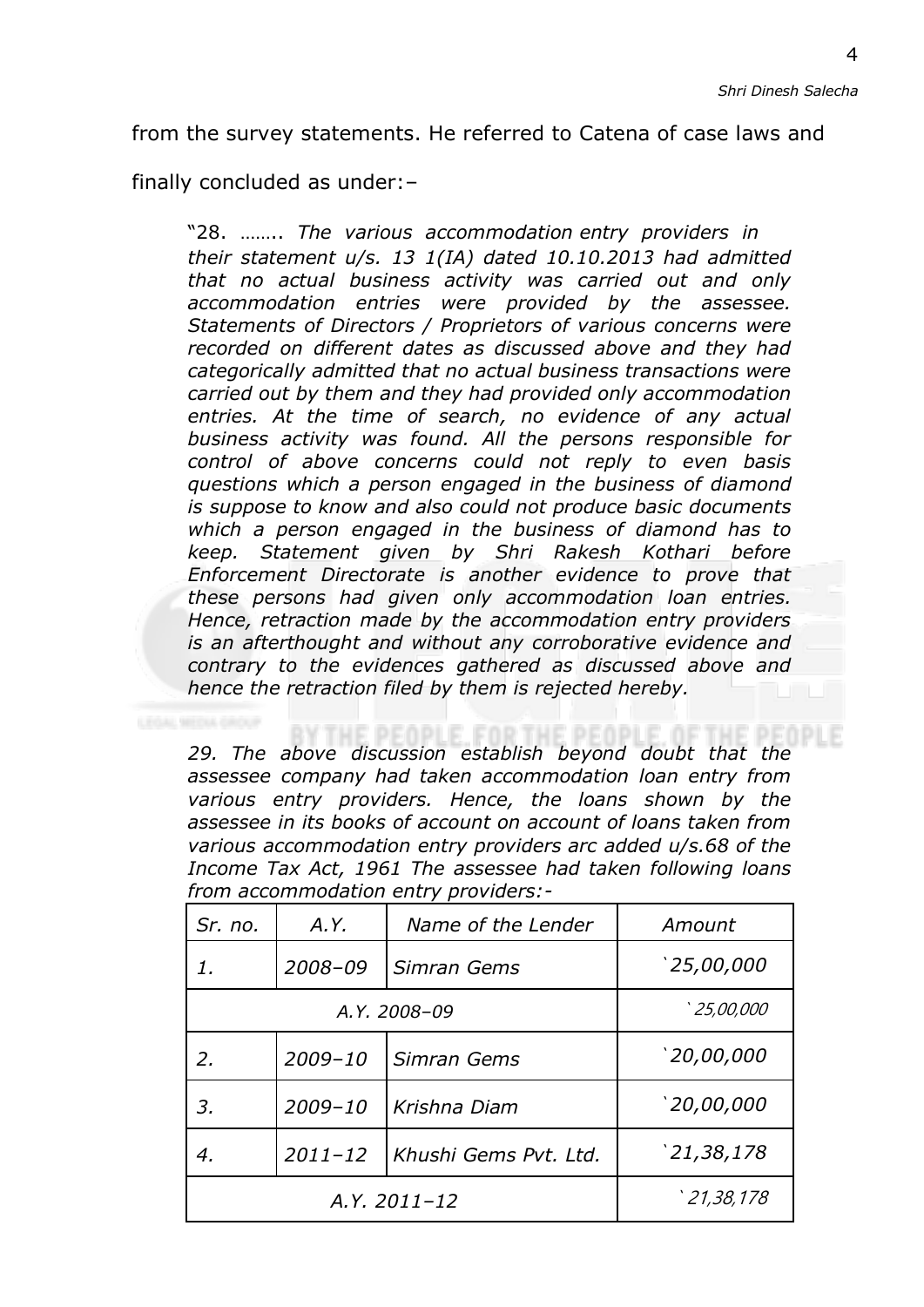from the survey statements. He referred to Catena of case laws and finally concluded as under:–

> "28. …….. *The various accommodation entry providers in their statement u/s. 13 1(IA) dated 10.10.2013 had admitted that no actual business activity was carried out and only accommodation entries were provided by the assessee. Statements of Directors / Proprietors of various concerns were recorded on different dates as discussed above and they had categorically admitted that no actual business transactions were carried out by them and they had provided only accommodation entries. At the time of search, no evidence of any actual business activity was found. All the persons responsible for control of above concerns could not reply to even basis questions which a person engaged in the business of diamond is suppose to know and also could not produce basic documents which a person engaged in the business of diamond has to keep. Statement given by Shri Rakesh Kothari before Enforcement Directorate is another evidence to prove that these persons had given only accommodation loan entries. Hence, retraction made by the accommodation entry providers is an afterthought and without any corroborative evidence and contrary to the evidences gathered as discussed above and hence the retraction filed by them is rejected hereby.*
>
> *29. The above discussion establish beyond doubt that the assessee company had taken accommodation loan entry from various entry providers. Hence, the loans shown by the assessee in its books of account on account of loans taken from various accommodation entry providers arc added u/s.68 of the Income Tax Act, 1961 The assessee had taken following loans from accommodation entry providers:-*

| *Sr. no.* | *A.Y.* | *Name of the Lender* | *Amount* |
|---|---|---|---|
| *1.* | *2008–09* | *Simran Gems* | *`25,00,000* |
| | *A.Y. 2008–09* | | *` 25,00,000* |
| *2.* | *2009–10* | *Simran Gems* | *`20,00,000* |
| *3.* | *2009–10* | *Krishna Diam* | *`20,00,000* |
| *4.* | *2011–12* | *Khushi Gems Pvt. Ltd.* | *`21,38,178* |
| | *A.Y. 2011–12* | | *` 21,38,178* |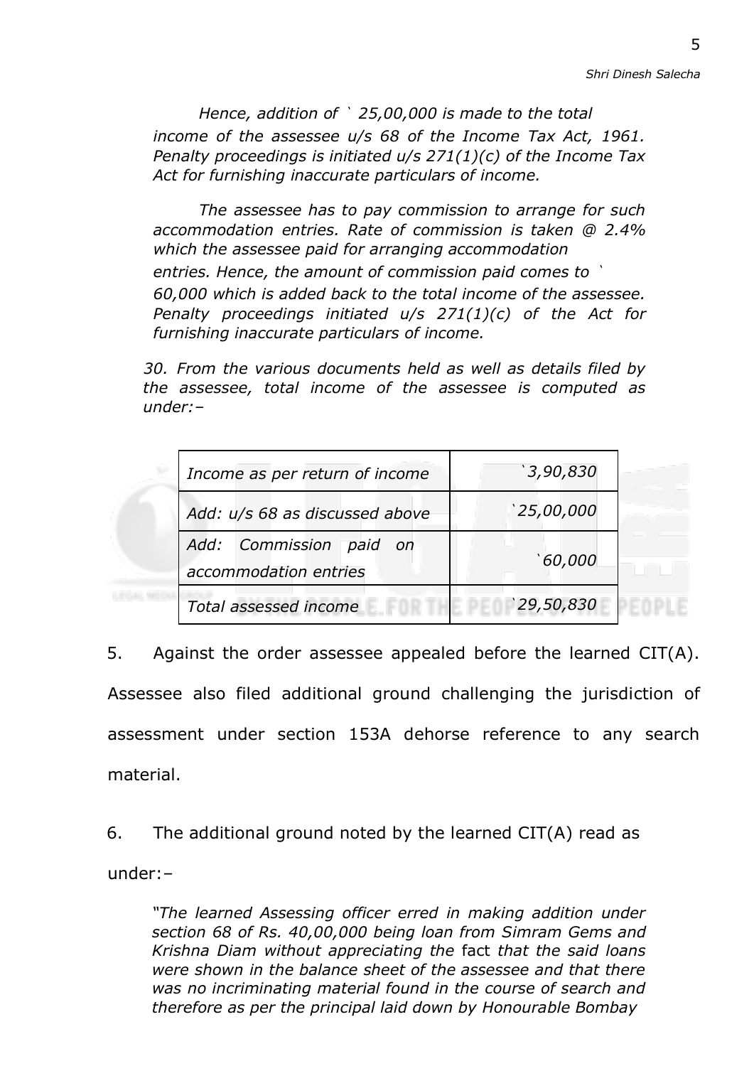*Hence, addition of ` 25,00,000 is made to the total income of the assessee u/s 68 of the Income Tax Act, 1961. Penalty proceedings is initiated u/s 271(1)(c) of the Income Tax Act for furnishing inaccurate particulars of income.*

*The assessee has to pay commission to arrange for such accommodation entries. Rate of commission is taken @ 2.4% which the assessee paid for arranging accommodation entries. Hence, the amount of commission paid comes to ` 60,000 which is added back to the total income of the assessee. Penalty proceedings initiated u/s 271(1)(c) of the Act for furnishing inaccurate particulars of income.*

*30. From the various documents held as well as details filed by the assessee, total income of the assessee is computed as under:–*

| *Income as per return of income* | *`3,90,830* |
|---|---|
| *Add: u/s 68 as discussed above* | *`25,00,000* |
| *Add: Commission paid on accommodation entries* | *`60,000* |
| *Total assessed income* | *`29,50,830* |

5. Against the order assessee appealed before the learned CIT(A). Assessee also filed additional ground challenging the jurisdiction of assessment under section 153A dehorse reference to any search material.

6. The additional ground noted by the learned CIT(A) read as under:–

*"The learned Assessing officer erred in making addition under section 68 of Rs. 40,00,000 being loan from Simram Gems and Krishna Diam without appreciating the* fact *that the said loans were shown in the balance sheet of the assessee and that there was no incriminating material found in the course of search and therefore as per the principal laid down by Honourable Bombay*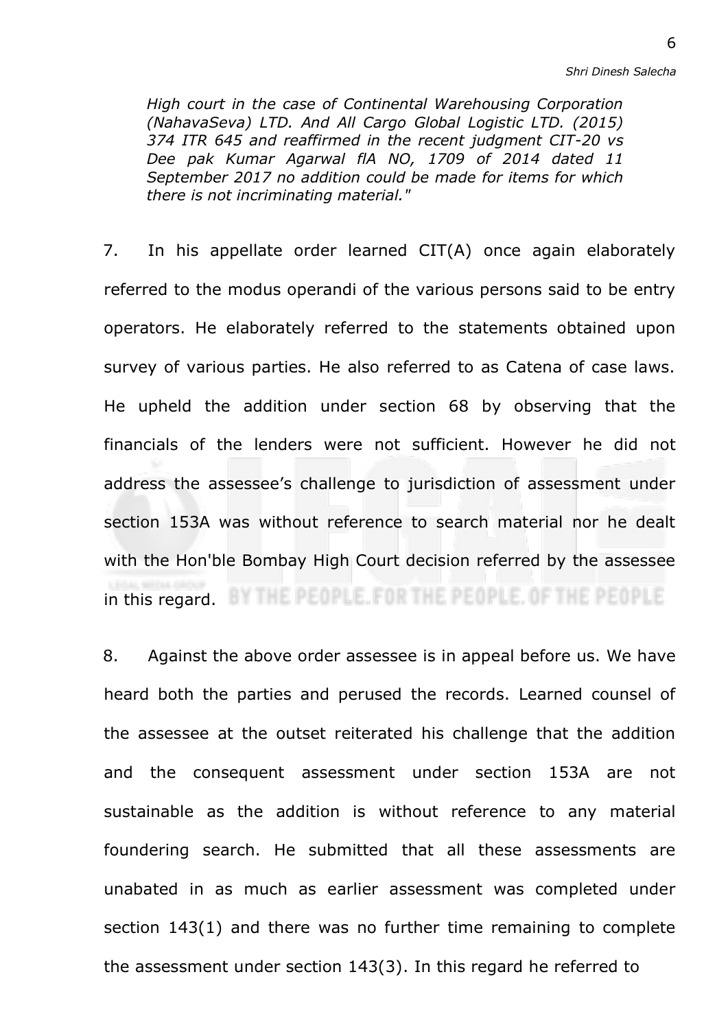*High court in the case of Continental Warehousing Corporation (NahavaSeva) LTD. And All Cargo Global Logistic LTD. (2015) 374 ITR 645 and reaffirmed in the recent judgment CIT-20 vs Dee pak Kumar Agarwal flA NO, 1709 of 2014 dated 11 September 2017 no addition could be made for items for which there is not incriminating material."*

7. In his appellate order learned CIT(A) once again elaborately referred to the modus operandi of the various persons said to be entry operators. He elaborately referred to the statements obtained upon survey of various parties. He also referred to as Catena of case laws. He upheld the addition under section 68 by observing that the financials of the lenders were not sufficient. However he did not address the assessee's challenge to jurisdiction of assessment under section 153A was without reference to search material nor he dealt with the Hon'ble Bombay High Court decision referred by the assessee in this regard.

8. Against the above order assessee is in appeal before us. We have heard both the parties and perused the records. Learned counsel of the assessee at the outset reiterated his challenge that the addition and the consequent assessment under section 153A are not sustainable as the addition is without reference to any material foundering search. He submitted that all these assessments are unabated in as much as earlier assessment was completed under section 143(1) and there was no further time remaining to complete the assessment under section 143(3). In this regard he referred to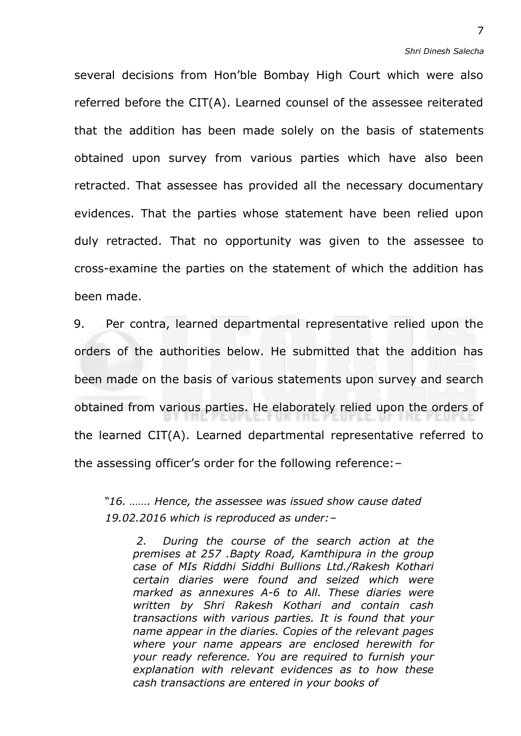several decisions from Hon'ble Bombay High Court which were also referred before the CIT(A). Learned counsel of the assessee reiterated that the addition has been made solely on the basis of statements obtained upon survey from various parties which have also been retracted. That assessee has provided all the necessary documentary evidences. That the parties whose statement have been relied upon duly retracted. That no opportunity was given to the assessee to cross-examine the parties on the statement of which the addition has been made.

9. Per contra, learned departmental representative relied upon the orders of the authorities below. He submitted that the addition has been made on the basis of various statements upon survey and search obtained from various parties. He elaborately relied upon the orders of the learned CIT(A). Learned departmental representative referred to the assessing officer's order for the following reference:–

> *"16. ……. Hence, the assessee was issued show cause dated 19.02.2016 which is reproduced as under:–*
>
> > *2. During the course of the search action at the premises at 257 .Bapty Road, Kamthipura in the group case of MIs Riddhi Siddhi Bullions Ltd./Rakesh Kothari certain diaries were found and seized which were marked as annexures A-6 to All. These diaries were written by Shri Rakesh Kothari and contain cash transactions with various parties. It is found that your name appear in the diaries. Copies of the relevant pages where your name appears are enclosed herewith for your ready reference. You are required to furnish your explanation with relevant evidences as to how these cash transactions are entered in your books of*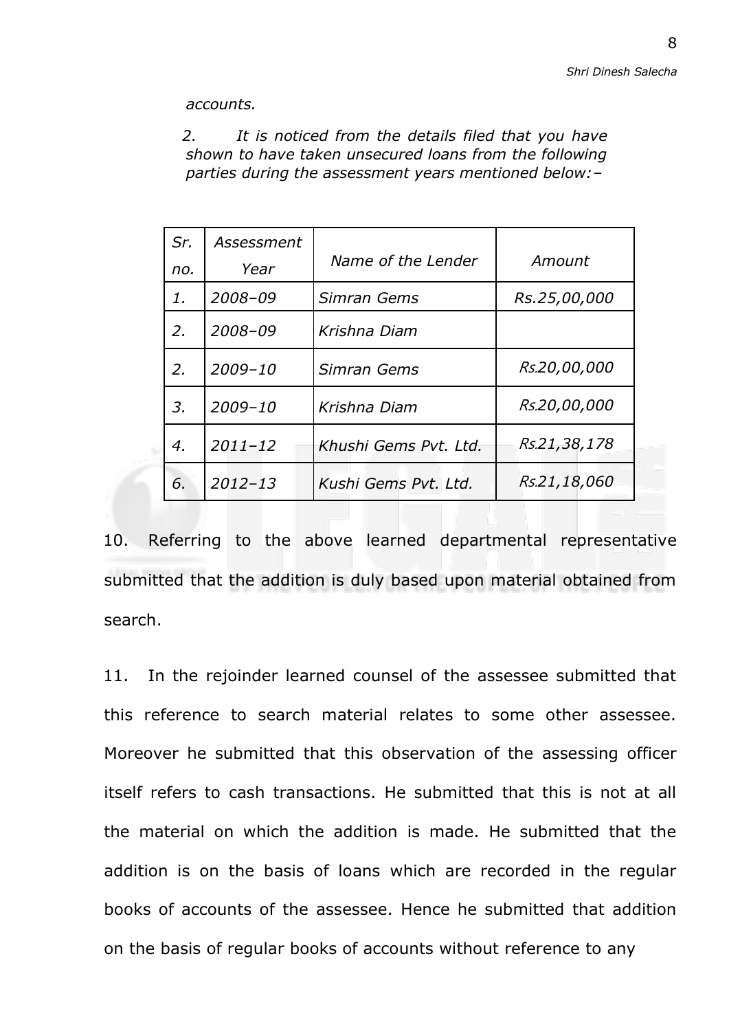*accounts.*

*2. It is noticed from the details filed that you have shown to have taken unsecured loans from the following parties during the assessment years mentioned below:–*

| *Sr. no.* | *Assessment Year* | *Name of the Lender* | *Amount* |
|---|---|---|---|
| *1.* | *2008–09* | *Simran Gems* | *Rs.25,00,000* |
| *2.* | *2008–09* | *Krishna Diam* | |
| *2.* | *2009–10* | *Simran Gems* | *Rs.20,00,000* |
| *3.* | *2009–10* | *Krishna Diam* | *Rs.20,00,000* |
| *4.* | *2011–12* | *Khushi Gems Pvt. Ltd.* | *Rs.21,38,178* |
| *6.* | *2012–13* | *Kushi Gems Pvt. Ltd.* | *Rs.21,18,060* |

10. Referring to the above learned departmental representative submitted that the addition is duly based upon material obtained from search.

11. In the rejoinder learned counsel of the assessee submitted that this reference to search material relates to some other assessee. Moreover he submitted that this observation of the assessing officer itself refers to cash transactions. He submitted that this is not at all the material on which the addition is made. He submitted that the addition is on the basis of loans which are recorded in the regular books of accounts of the assessee. Hence he submitted that addition on the basis of regular books of accounts without reference to any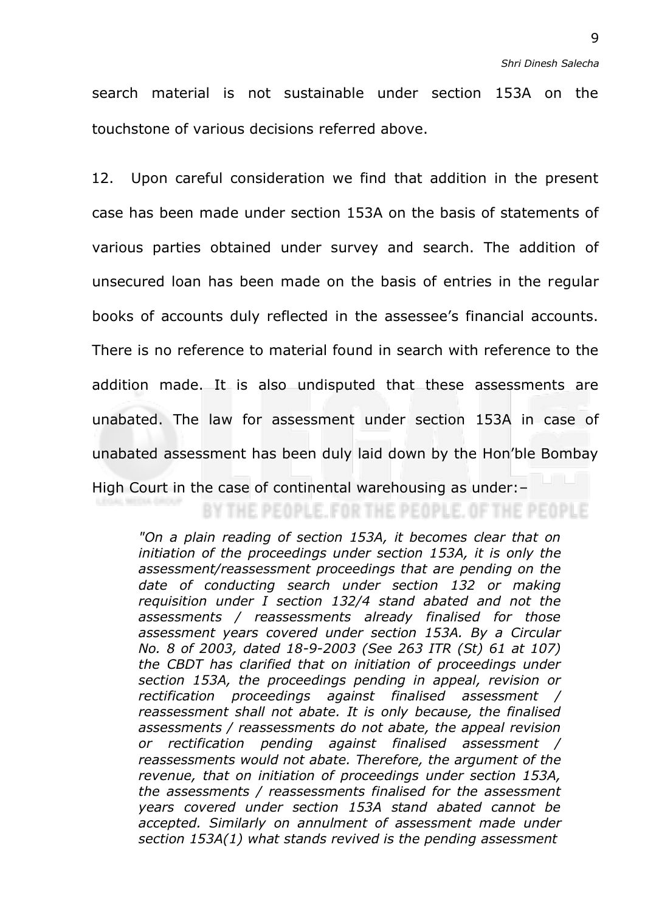search material is not sustainable under section 153A on the touchstone of various decisions referred above.

12. Upon careful consideration we find that addition in the present case has been made under section 153A on the basis of statements of various parties obtained under survey and search. The addition of unsecured loan has been made on the basis of entries in the regular books of accounts duly reflected in the assessee's financial accounts. There is no reference to material found in search with reference to the addition made. It is also undisputed that these assessments are unabated. The law for assessment under section 153A in case of unabated assessment has been duly laid down by the Hon'ble Bombay High Court in the case of continental warehousing as under:–

> *"On a plain reading of section 153A, it becomes clear that on initiation of the proceedings under section 153A, it is only the assessment/reassessment proceedings that are pending on the date of conducting search under section 132 or making requisition under I section 132/4 stand abated and not the assessments / reassessments already finalised for those assessment years covered under section 153A. By a Circular No. 8 of 2003, dated 18-9-2003 (See 263 ITR (St) 61 at 107) the CBDT has clarified that on initiation of proceedings under section 153A, the proceedings pending in appeal, revision or rectification proceedings against finalised assessment / reassessment shall not abate. It is only because, the finalised assessments / reassessments do not abate, the appeal revision or rectification pending against finalised assessment / reassessments would not abate. Therefore, the argument of the revenue, that on initiation of proceedings under section 153A, the assessments / reassessments finalised for the assessment years covered under section 153A stand abated cannot be accepted. Similarly on annulment of assessment made under section 153A(1) what stands revived is the pending assessment*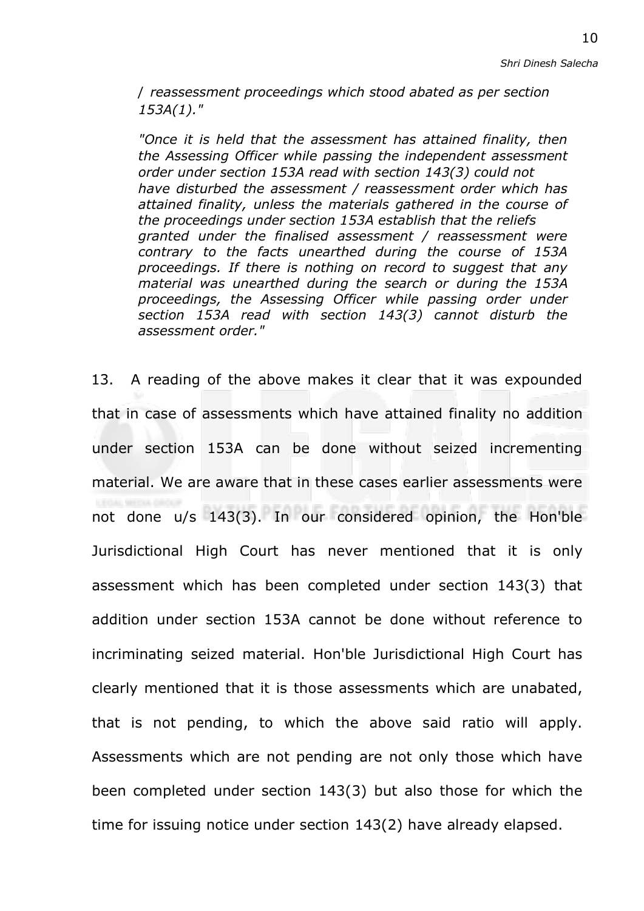> */ reassessment proceedings which stood abated as per section 153A(1)."*
>
> *"Once it is held that the assessment has attained finality, then the Assessing Officer while passing the independent assessment order under section 153A read with section 143(3) could not have disturbed the assessment / reassessment order which has attained finality, unless the materials gathered in the course of the proceedings under section 153A establish that the reliefs granted under the finalised assessment / reassessment were contrary to the facts unearthed during the course of 153A proceedings. If there is nothing on record to suggest that any material was unearthed during the search or during the 153A proceedings, the Assessing Officer while passing order under section 153A read with section 143(3) cannot disturb the assessment order."*

13. A reading of the above makes it clear that it was expounded that in case of assessments which have attained finality no addition under section 153A can be done without seized incrementing material. We are aware that in these cases earlier assessments were not done u/s 143(3). In our considered opinion, the Hon'ble Jurisdictional High Court has never mentioned that it is only assessment which has been completed under section 143(3) that addition under section 153A cannot be done without reference to incriminating seized material. Hon'ble Jurisdictional High Court has clearly mentioned that it is those assessments which are unabated, that is not pending, to which the above said ratio will apply. Assessments which are not pending are not only those which have been completed under section 143(3) but also those for which the time for issuing notice under section 143(2) have already elapsed.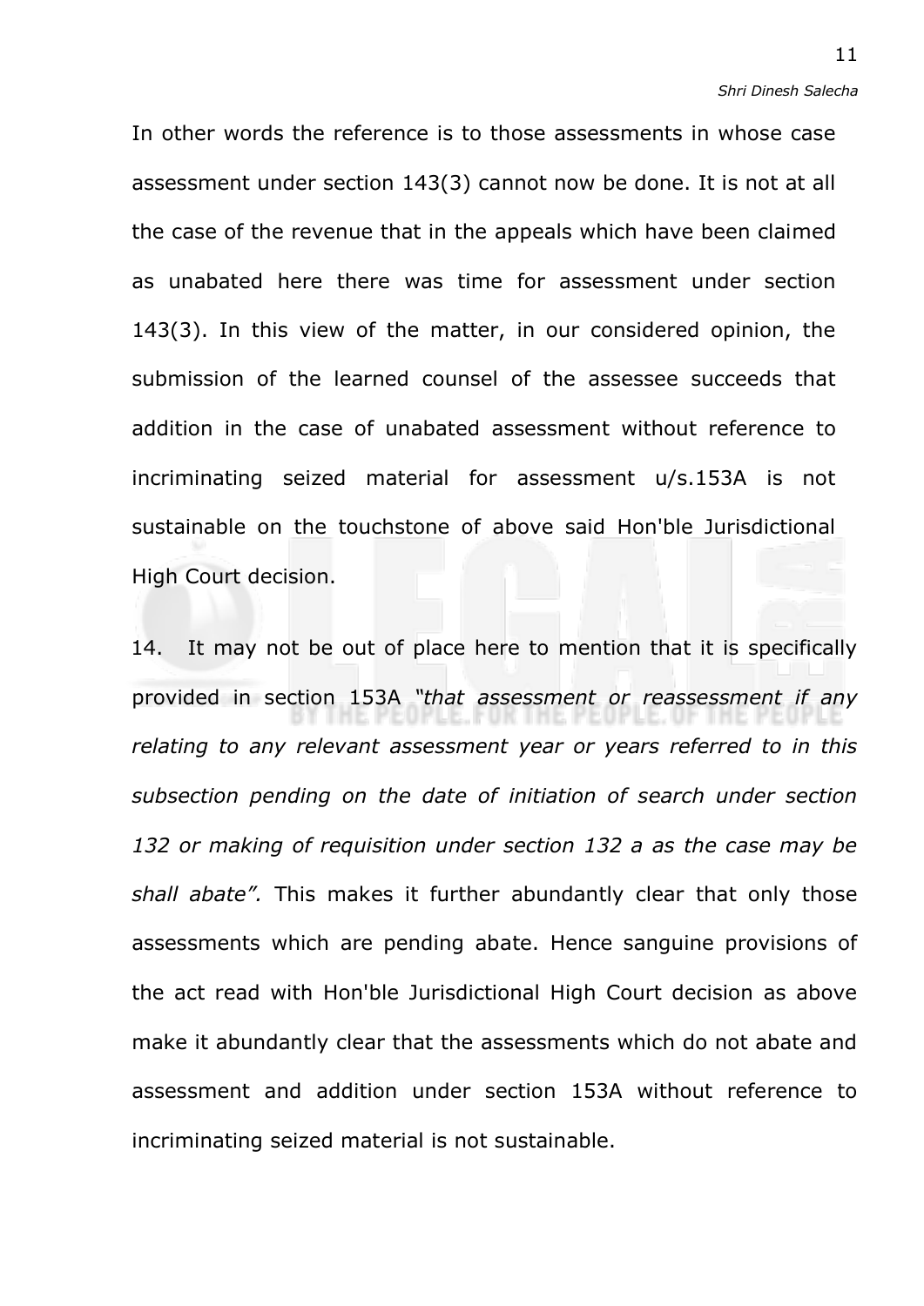In other words the reference is to those assessments in whose case assessment under section 143(3) cannot now be done. It is not at all the case of the revenue that in the appeals which have been claimed as unabated here there was time for assessment under section 143(3). In this view of the matter, in our considered opinion, the submission of the learned counsel of the assessee succeeds that addition in the case of unabated assessment without reference to incriminating seized material for assessment u/s.153A is not sustainable on the touchstone of above said Hon'ble Jurisdictional High Court decision.

14. It may not be out of place here to mention that it is specifically provided in section 153A *"that assessment or reassessment if any relating to any relevant assessment year or years referred to in this subsection pending on the date of initiation of search under section 132 or making of requisition under section 132 a as the case may be shall abate".* This makes it further abundantly clear that only those assessments which are pending abate. Hence sanguine provisions of the act read with Hon'ble Jurisdictional High Court decision as above make it abundantly clear that the assessments which do not abate and assessment and addition under section 153A without reference to incriminating seized material is not sustainable.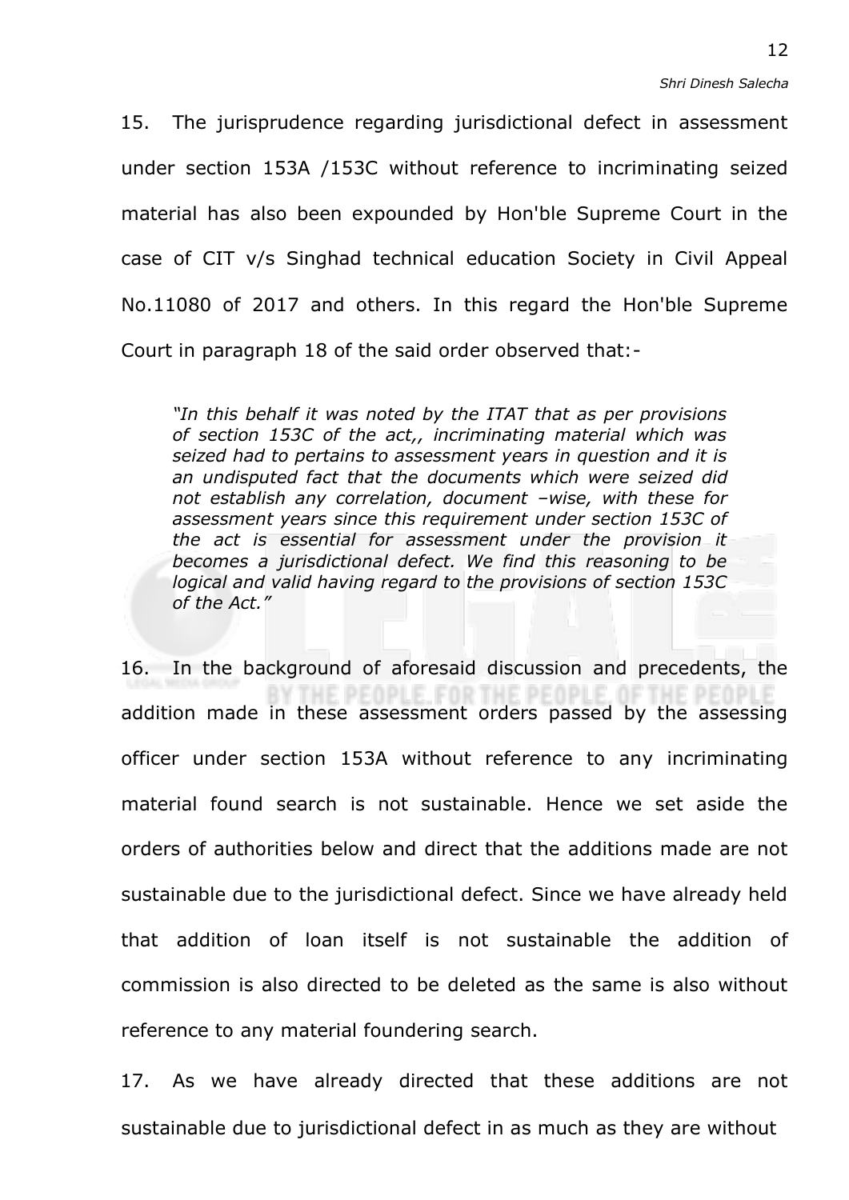15. The jurisprudence regarding jurisdictional defect in assessment under section 153A /153C without reference to incriminating seized material has also been expounded by Hon'ble Supreme Court in the case of CIT v/s Singhad technical education Society in Civil Appeal No.11080 of 2017 and others. In this regard the Hon'ble Supreme Court in paragraph 18 of the said order observed that:-

> *"In this behalf it was noted by the ITAT that as per provisions of section 153C of the act,, incriminating material which was seized had to pertains to assessment years in question and it is an undisputed fact that the documents which were seized did not establish any correlation, document –wise, with these for assessment years since this requirement under section 153C of the act is essential for assessment under the provision it becomes a jurisdictional defect. We find this reasoning to be logical and valid having regard to the provisions of section 153C of the Act."*

16. In the background of aforesaid discussion and precedents, the addition made in these assessment orders passed by the assessing officer under section 153A without reference to any incriminating material found search is not sustainable. Hence we set aside the orders of authorities below and direct that the additions made are not sustainable due to the jurisdictional defect. Since we have already held that addition of loan itself is not sustainable the addition of commission is also directed to be deleted as the same is also without reference to any material foundering search.

17. As we have already directed that these additions are not sustainable due to jurisdictional defect in as much as they are without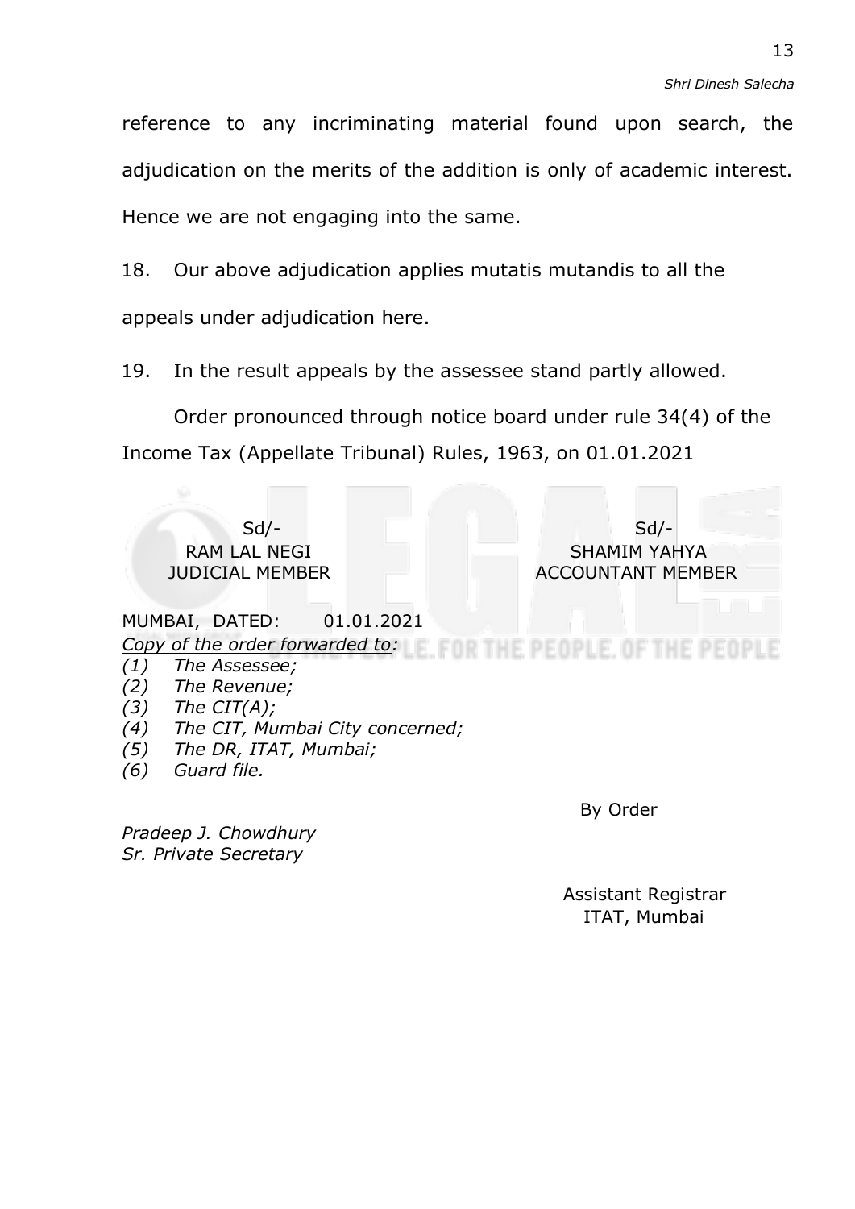reference to any incriminating material found upon search, the adjudication on the merits of the addition is only of academic interest. Hence we are not engaging into the same.

18. Our above adjudication applies mutatis mutandis to all the appeals under adjudication here.

19. In the result appeals by the assessee stand partly allowed.

Order pronounced through notice board under rule 34(4) of the Income Tax (Appellate Tribunal) Rules, 1963, on 01.01.2021

| | |
|---|---|
| Sd/- | Sd/- |
| RAM LAL NEGI | SHAMIM YAHYA |
| JUDICIAL MEMBER | ACCOUNTANT MEMBER |

MUMBAI, DATED: 01.01.2021

*Copy of the order forwarded to:*

*(1) The Assessee;*
*(2) The Revenue;*
*(3) The CIT(A);*
*(4) The CIT, Mumbai City concerned;*
*(5) The DR, ITAT, Mumbai;*
*(6) Guard file.*

By Order

*Pradeep J. Chowdhury*
*Sr. Private Secretary*

Assistant Registrar
ITAT, Mumbai